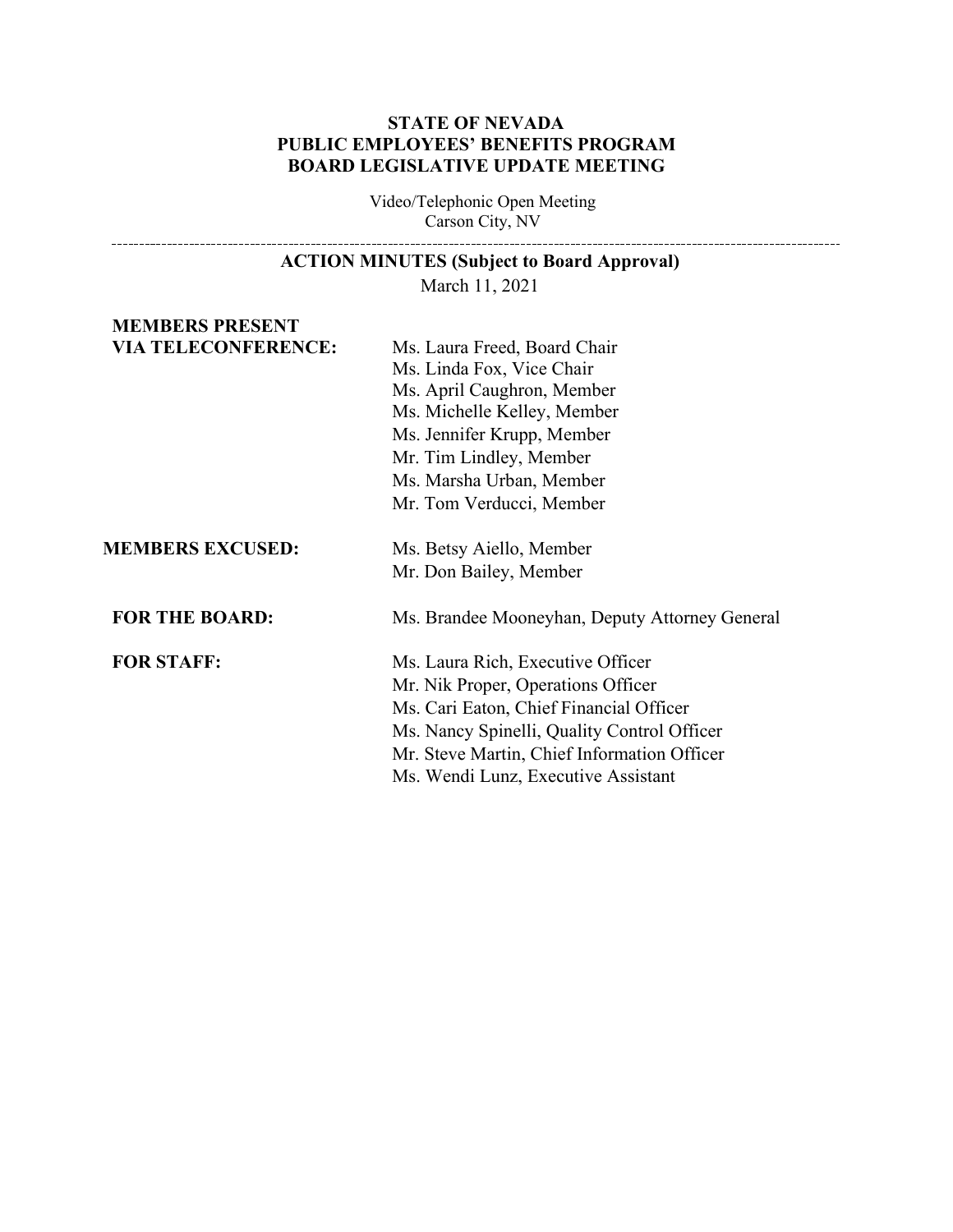**STATE OF NEVADA**
**PUBLIC EMPLOYEES' BENEFITS PROGRAM**
**BOARD LEGISLATIVE UPDATE MEETING**

Video/Telephonic Open Meeting
Carson City, NV

---

**ACTION MINUTES (Subject to Board Approval)**

March 11, 2021

| | |
|---|---|
| **MEMBERS PRESENT VIA TELECONFERENCE:** | Ms. Laura Freed, Board Chair<br>Ms. Linda Fox, Vice Chair<br>Ms. April Caughron, Member<br>Ms. Michelle Kelley, Member<br>Ms. Jennifer Krupp, Member<br>Mr. Tim Lindley, Member<br>Ms. Marsha Urban, Member<br>Mr. Tom Verducci, Member |
| **MEMBERS EXCUSED:** | Ms. Betsy Aiello, Member<br>Mr. Don Bailey, Member |
| **FOR THE BOARD:** | Ms. Brandee Mooneyhan, Deputy Attorney General |
| **FOR STAFF:** | Ms. Laura Rich, Executive Officer<br>Mr. Nik Proper, Operations Officer<br>Ms. Cari Eaton, Chief Financial Officer<br>Ms. Nancy Spinelli, Quality Control Officer<br>Mr. Steve Martin, Chief Information Officer<br>Ms. Wendi Lunz, Executive Assistant |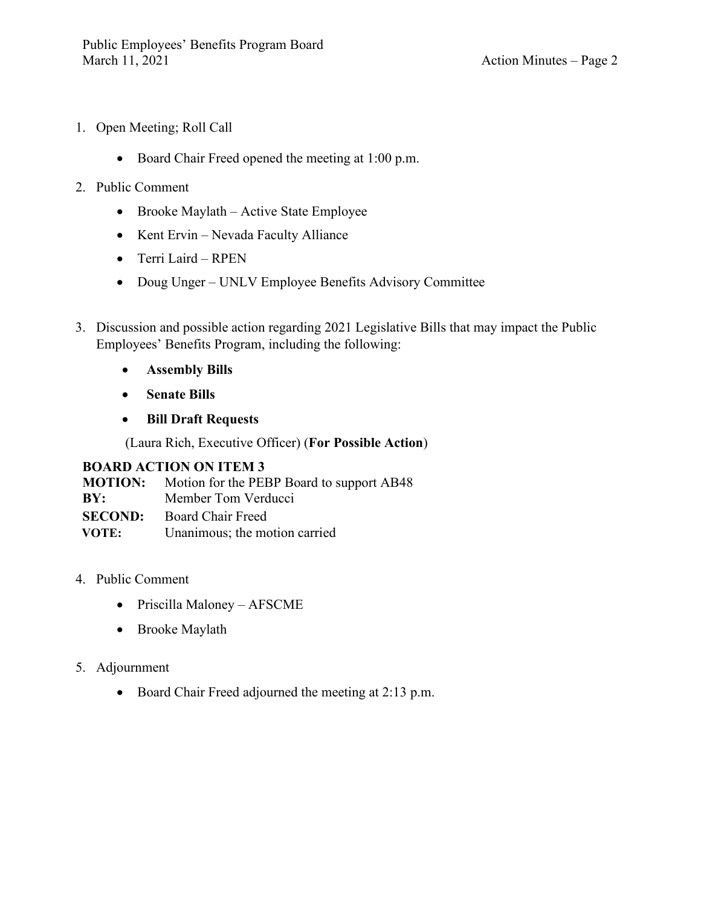1. Open Meeting; Roll Call

   - Board Chair Freed opened the meeting at 1:00 p.m.

2. Public Comment

   - Brooke Maylath – Active State Employee
   - Kent Ervin – Nevada Faculty Alliance
   - Terri Laird – RPEN
   - Doug Unger – UNLV Employee Benefits Advisory Committee

3. Discussion and possible action regarding 2021 Legislative Bills that may impact the Public Employees' Benefits Program, including the following:

   - **Assembly Bills**
   - **Senate Bills**
   - **Bill Draft Requests**

   (Laura Rich, Executive Officer) (**For Possible Action**)

**BOARD ACTION ON ITEM 3**

| | |
|---|---|
| **MOTION:** | Motion for the PEBP Board to support AB48 |
| **BY:** | Member Tom Verducci |
| **SECOND:** | Board Chair Freed |
| **VOTE:** | Unanimous; the motion carried |

4. Public Comment

   - Priscilla Maloney – AFSCME
   - Brooke Maylath

5. Adjournment

   - Board Chair Freed adjourned the meeting at 2:13 p.m.